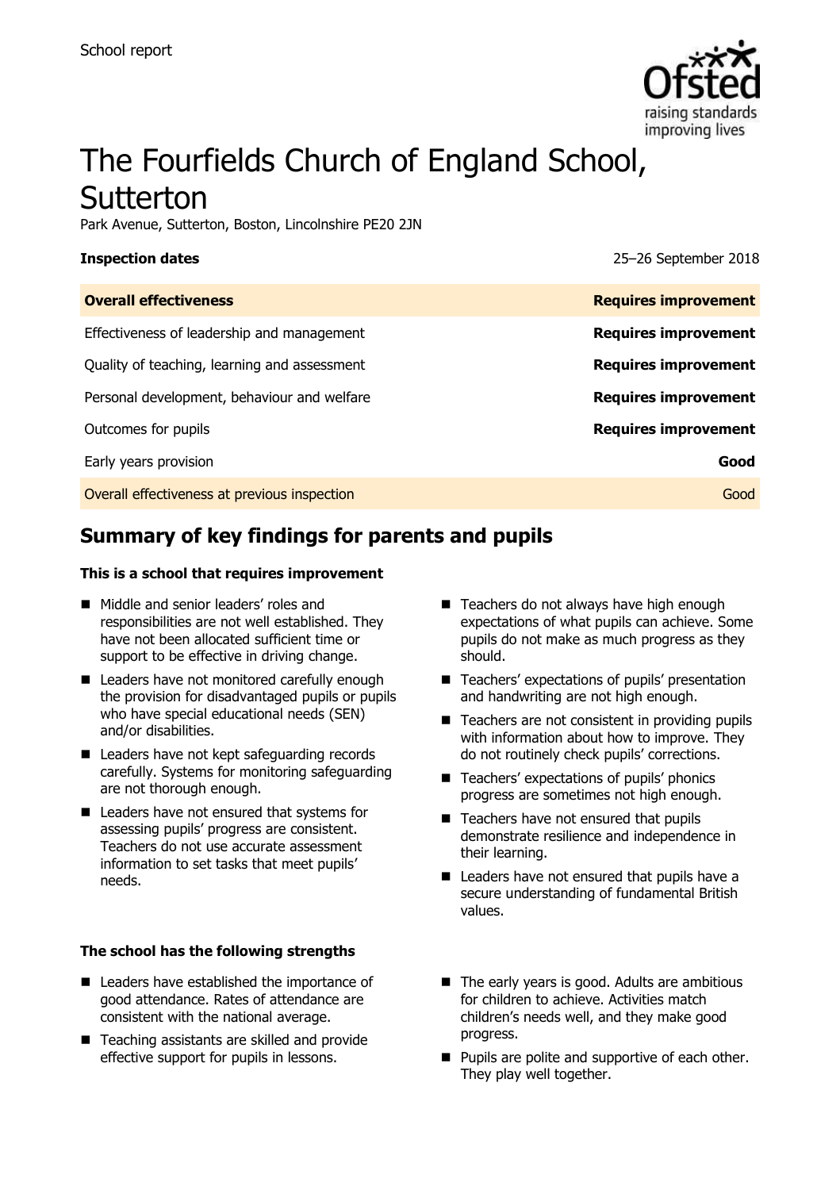School report

# The Fourfields Church of England School, Sutterton

Park Avenue, Sutterton, Boston, Lincolnshire PE20 2JN

**Inspection dates** 25–26 September 2018

| **Overall effectiveness** | **Requires improvement** |
| --- | --- |
| Effectiveness of leadership and management | **Requires improvement** |
| Quality of teaching, learning and assessment | **Requires improvement** |
| Personal development, behaviour and welfare | **Requires improvement** |
| Outcomes for pupils | **Requires improvement** |
| Early years provision | **Good** |
| Overall effectiveness at previous inspection | Good |

## Summary of key findings for parents and pupils

**This is a school that requires improvement**

- Middle and senior leaders' roles and responsibilities are not well established. They have not been allocated sufficient time or support to be effective in driving change.
- Leaders have not monitored carefully enough the provision for disadvantaged pupils or pupils who have special educational needs (SEN) and/or disabilities.
- Leaders have not kept safeguarding records carefully. Systems for monitoring safeguarding are not thorough enough.
- Leaders have not ensured that systems for assessing pupils' progress are consistent. Teachers do not use accurate assessment information to set tasks that meet pupils' needs.
- Teachers do not always have high enough expectations of what pupils can achieve. Some pupils do not make as much progress as they should.
- Teachers' expectations of pupils' presentation and handwriting are not high enough.
- Teachers are not consistent in providing pupils with information about how to improve. They do not routinely check pupils' corrections.
- Teachers' expectations of pupils' phonics progress are sometimes not high enough.
- Teachers have not ensured that pupils demonstrate resilience and independence in their learning.
- Leaders have not ensured that pupils have a secure understanding of fundamental British values.

**The school has the following strengths**

- Leaders have established the importance of good attendance. Rates of attendance are consistent with the national average.
- Teaching assistants are skilled and provide effective support for pupils in lessons.
- The early years is good. Adults are ambitious for children to achieve. Activities match children's needs well, and they make good progress.
- Pupils are polite and supportive of each other. They play well together.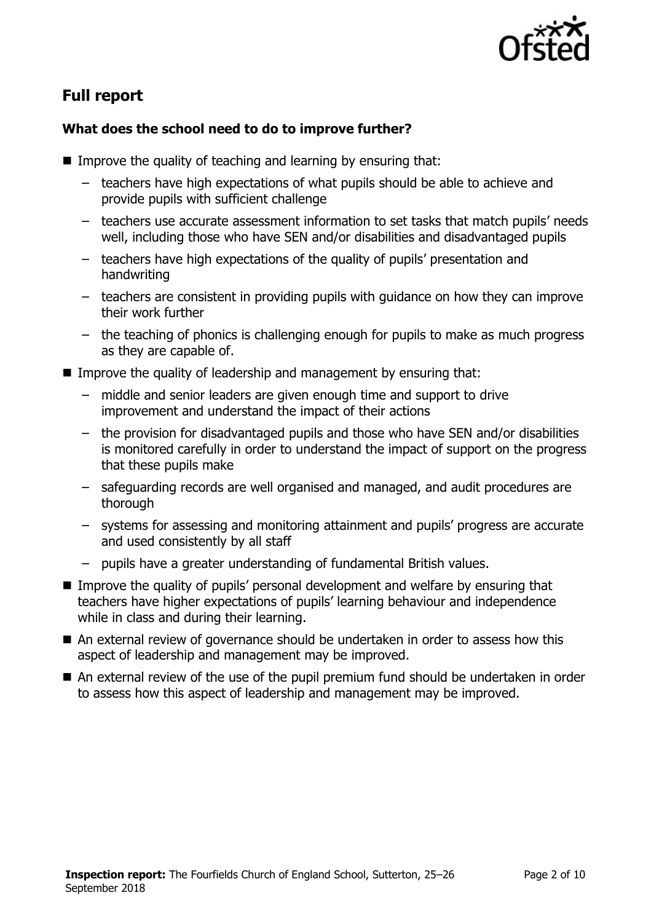## Full report

### What does the school need to do to improve further?

- Improve the quality of teaching and learning by ensuring that:
  - teachers have high expectations of what pupils should be able to achieve and provide pupils with sufficient challenge
  - teachers use accurate assessment information to set tasks that match pupils' needs well, including those who have SEN and/or disabilities and disadvantaged pupils
  - teachers have high expectations of the quality of pupils' presentation and handwriting
  - teachers are consistent in providing pupils with guidance on how they can improve their work further
  - the teaching of phonics is challenging enough for pupils to make as much progress as they are capable of.
- Improve the quality of leadership and management by ensuring that:
  - middle and senior leaders are given enough time and support to drive improvement and understand the impact of their actions
  - the provision for disadvantaged pupils and those who have SEN and/or disabilities is monitored carefully in order to understand the impact of support on the progress that these pupils make
  - safeguarding records are well organised and managed, and audit procedures are thorough
  - systems for assessing and monitoring attainment and pupils' progress are accurate and used consistently by all staff
  - pupils have a greater understanding of fundamental British values.
- Improve the quality of pupils' personal development and welfare by ensuring that teachers have higher expectations of pupils' learning behaviour and independence while in class and during their learning.
- An external review of governance should be undertaken in order to assess how this aspect of leadership and management may be improved.
- An external review of the use of the pupil premium fund should be undertaken in order to assess how this aspect of leadership and management may be improved.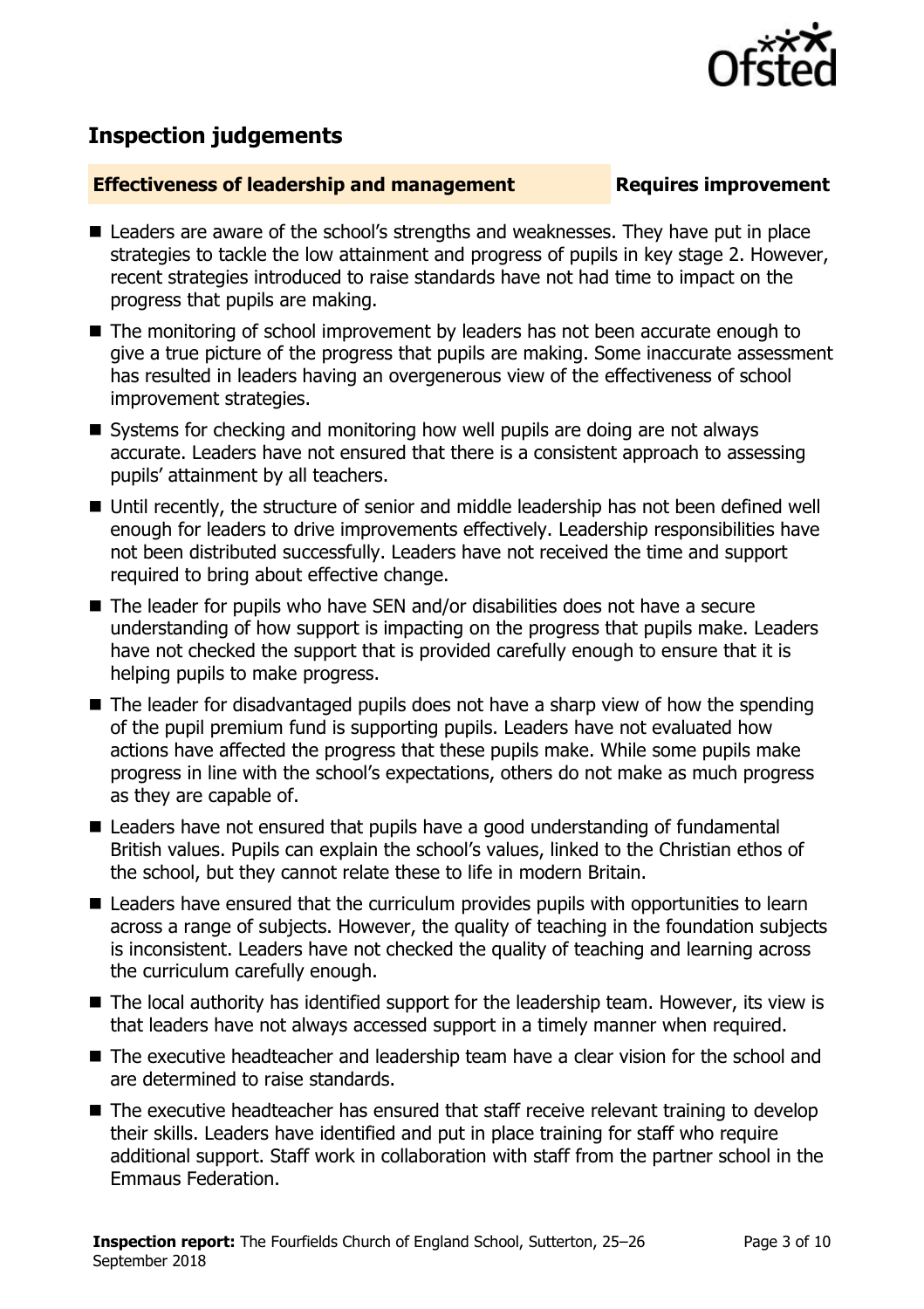## Inspection judgements

**Effectiveness of leadership and management** **Requires improvement**

- Leaders are aware of the school's strengths and weaknesses. They have put in place strategies to tackle the low attainment and progress of pupils in key stage 2. However, recent strategies introduced to raise standards have not had time to impact on the progress that pupils are making.
- The monitoring of school improvement by leaders has not been accurate enough to give a true picture of the progress that pupils are making. Some inaccurate assessment has resulted in leaders having an overgenerous view of the effectiveness of school improvement strategies.
- Systems for checking and monitoring how well pupils are doing are not always accurate. Leaders have not ensured that there is a consistent approach to assessing pupils' attainment by all teachers.
- Until recently, the structure of senior and middle leadership has not been defined well enough for leaders to drive improvements effectively. Leadership responsibilities have not been distributed successfully. Leaders have not received the time and support required to bring about effective change.
- The leader for pupils who have SEN and/or disabilities does not have a secure understanding of how support is impacting on the progress that pupils make. Leaders have not checked the support that is provided carefully enough to ensure that it is helping pupils to make progress.
- The leader for disadvantaged pupils does not have a sharp view of how the spending of the pupil premium fund is supporting pupils. Leaders have not evaluated how actions have affected the progress that these pupils make. While some pupils make progress in line with the school's expectations, others do not make as much progress as they are capable of.
- Leaders have not ensured that pupils have a good understanding of fundamental British values. Pupils can explain the school's values, linked to the Christian ethos of the school, but they cannot relate these to life in modern Britain.
- Leaders have ensured that the curriculum provides pupils with opportunities to learn across a range of subjects. However, the quality of teaching in the foundation subjects is inconsistent. Leaders have not checked the quality of teaching and learning across the curriculum carefully enough.
- The local authority has identified support for the leadership team. However, its view is that leaders have not always accessed support in a timely manner when required.
- The executive headteacher and leadership team have a clear vision for the school and are determined to raise standards.
- The executive headteacher has ensured that staff receive relevant training to develop their skills. Leaders have identified and put in place training for staff who require additional support. Staff work in collaboration with staff from the partner school in the Emmaus Federation.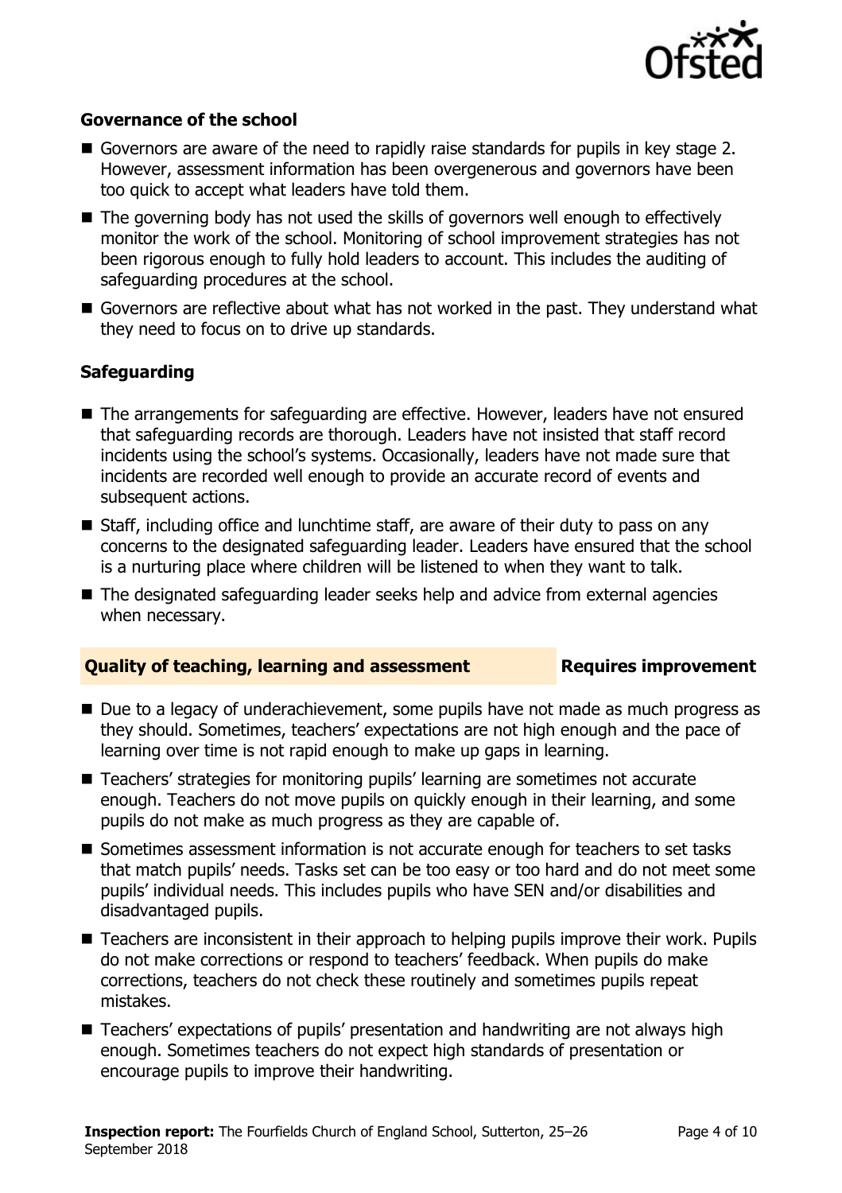### Governance of the school

- Governors are aware of the need to rapidly raise standards for pupils in key stage 2. However, assessment information has been overgenerous and governors have been too quick to accept what leaders have told them.
- The governing body has not used the skills of governors well enough to effectively monitor the work of the school. Monitoring of school improvement strategies has not been rigorous enough to fully hold leaders to account. This includes the auditing of safeguarding procedures at the school.
- Governors are reflective about what has not worked in the past. They understand what they need to focus on to drive up standards.

### Safeguarding

- The arrangements for safeguarding are effective. However, leaders have not ensured that safeguarding records are thorough. Leaders have not insisted that staff record incidents using the school's systems. Occasionally, leaders have not made sure that incidents are recorded well enough to provide an accurate record of events and subsequent actions.
- Staff, including office and lunchtime staff, are aware of their duty to pass on any concerns to the designated safeguarding leader. Leaders have ensured that the school is a nurturing place where children will be listened to when they want to talk.
- The designated safeguarding leader seeks help and advice from external agencies when necessary.

## Quality of teaching, learning and assessment — Requires improvement

- Due to a legacy of underachievement, some pupils have not made as much progress as they should. Sometimes, teachers' expectations are not high enough and the pace of learning over time is not rapid enough to make up gaps in learning.
- Teachers' strategies for monitoring pupils' learning are sometimes not accurate enough. Teachers do not move pupils on quickly enough in their learning, and some pupils do not make as much progress as they are capable of.
- Sometimes assessment information is not accurate enough for teachers to set tasks that match pupils' needs. Tasks set can be too easy or too hard and do not meet some pupils' individual needs. This includes pupils who have SEN and/or disabilities and disadvantaged pupils.
- Teachers are inconsistent in their approach to helping pupils improve their work. Pupils do not make corrections or respond to teachers' feedback. When pupils do make corrections, teachers do not check these routinely and sometimes pupils repeat mistakes.
- Teachers' expectations of pupils' presentation and handwriting are not always high enough. Sometimes teachers do not expect high standards of presentation or encourage pupils to improve their handwriting.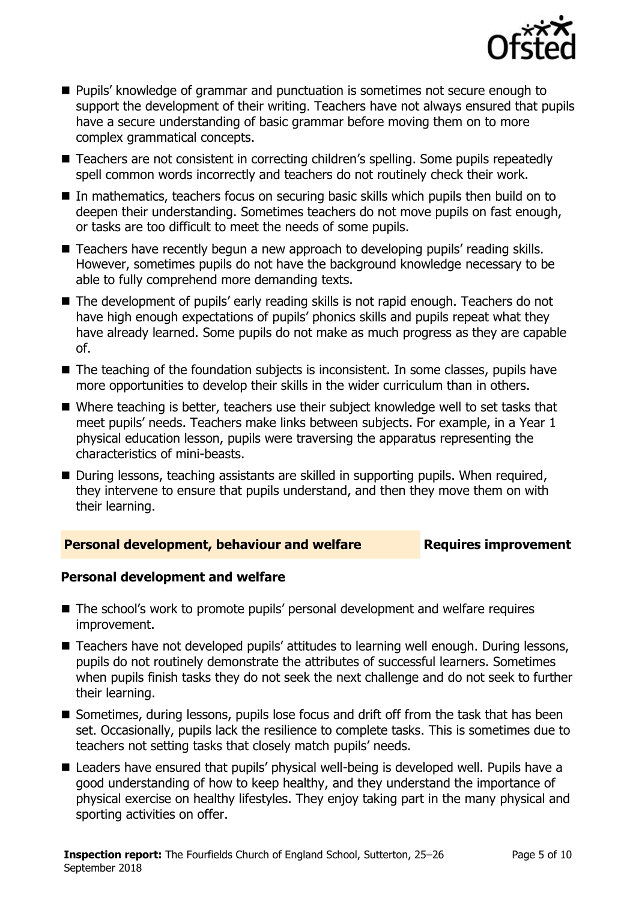- Pupils' knowledge of grammar and punctuation is sometimes not secure enough to support the development of their writing. Teachers have not always ensured that pupils have a secure understanding of basic grammar before moving them on to more complex grammatical concepts.
- Teachers are not consistent in correcting children's spelling. Some pupils repeatedly spell common words incorrectly and teachers do not routinely check their work.
- In mathematics, teachers focus on securing basic skills which pupils then build on to deepen their understanding. Sometimes teachers do not move pupils on fast enough, or tasks are too difficult to meet the needs of some pupils.
- Teachers have recently begun a new approach to developing pupils' reading skills. However, sometimes pupils do not have the background knowledge necessary to be able to fully comprehend more demanding texts.
- The development of pupils' early reading skills is not rapid enough. Teachers do not have high enough expectations of pupils' phonics skills and pupils repeat what they have already learned. Some pupils do not make as much progress as they are capable of.
- The teaching of the foundation subjects is inconsistent. In some classes, pupils have more opportunities to develop their skills in the wider curriculum than in others.
- Where teaching is better, teachers use their subject knowledge well to set tasks that meet pupils' needs. Teachers make links between subjects. For example, in a Year 1 physical education lesson, pupils were traversing the apparatus representing the characteristics of mini-beasts.
- During lessons, teaching assistants are skilled in supporting pupils. When required, they intervene to ensure that pupils understand, and then they move them on with their learning.

## Personal development, behaviour and welfare — Requires improvement

### Personal development and welfare

- The school's work to promote pupils' personal development and welfare requires improvement.
- Teachers have not developed pupils' attitudes to learning well enough. During lessons, pupils do not routinely demonstrate the attributes of successful learners. Sometimes when pupils finish tasks they do not seek the next challenge and do not seek to further their learning.
- Sometimes, during lessons, pupils lose focus and drift off from the task that has been set. Occasionally, pupils lack the resilience to complete tasks. This is sometimes due to teachers not setting tasks that closely match pupils' needs.
- Leaders have ensured that pupils' physical well-being is developed well. Pupils have a good understanding of how to keep healthy, and they understand the importance of physical exercise on healthy lifestyles. They enjoy taking part in the many physical and sporting activities on offer.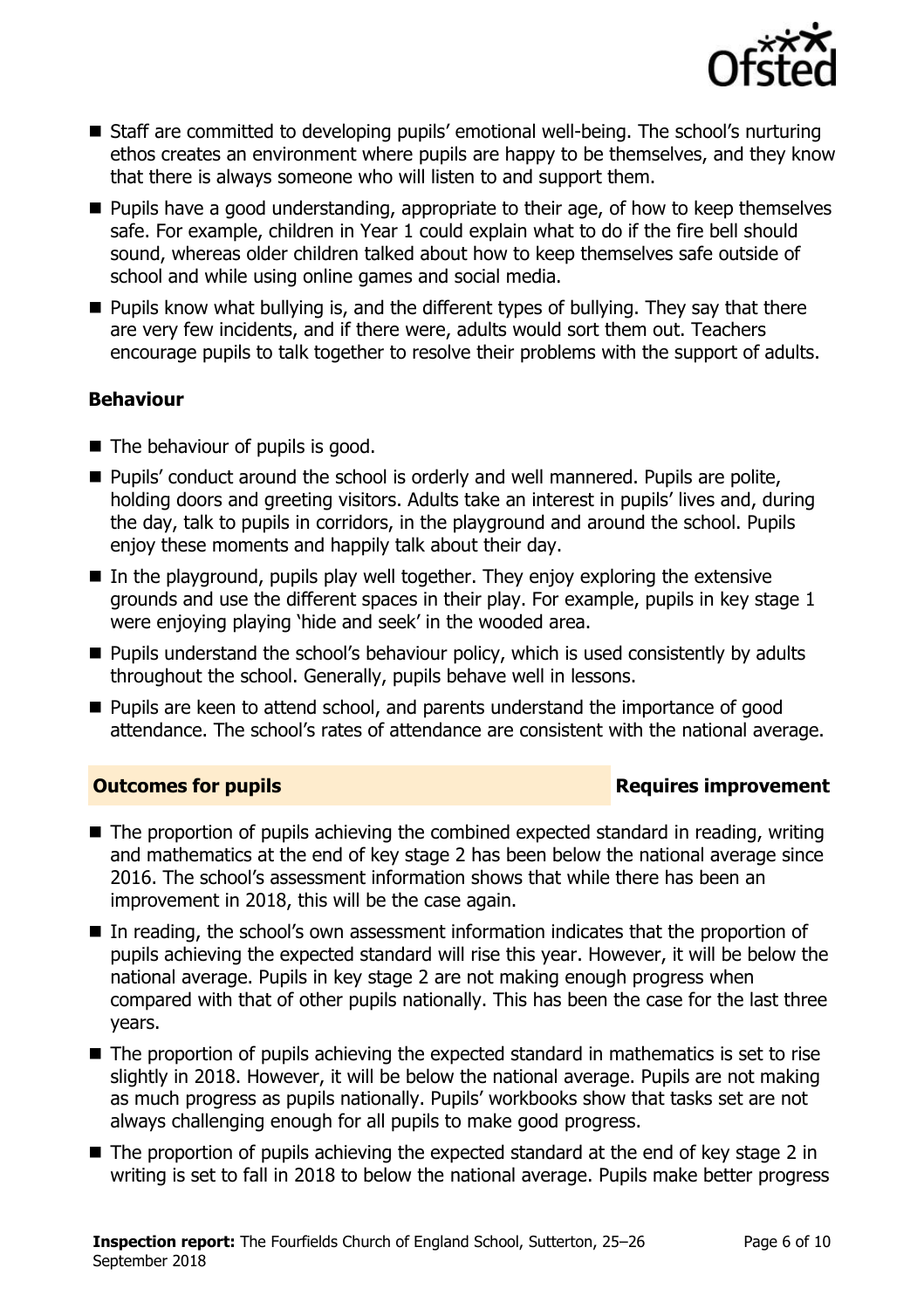- Staff are committed to developing pupils' emotional well-being. The school's nurturing ethos creates an environment where pupils are happy to be themselves, and they know that there is always someone who will listen to and support them.
- Pupils have a good understanding, appropriate to their age, of how to keep themselves safe. For example, children in Year 1 could explain what to do if the fire bell should sound, whereas older children talked about how to keep themselves safe outside of school and while using online games and social media.
- Pupils know what bullying is, and the different types of bullying. They say that there are very few incidents, and if there were, adults would sort them out. Teachers encourage pupils to talk together to resolve their problems with the support of adults.

### Behaviour

- The behaviour of pupils is good.
- Pupils' conduct around the school is orderly and well mannered. Pupils are polite, holding doors and greeting visitors. Adults take an interest in pupils' lives and, during the day, talk to pupils in corridors, in the playground and around the school. Pupils enjoy these moments and happily talk about their day.
- In the playground, pupils play well together. They enjoy exploring the extensive grounds and use the different spaces in their play. For example, pupils in key stage 1 were enjoying playing 'hide and seek' in the wooded area.
- Pupils understand the school's behaviour policy, which is used consistently by adults throughout the school. Generally, pupils behave well in lessons.
- Pupils are keen to attend school, and parents understand the importance of good attendance. The school's rates of attendance are consistent with the national average.

## Outcomes for pupils — Requires improvement

- The proportion of pupils achieving the combined expected standard in reading, writing and mathematics at the end of key stage 2 has been below the national average since 2016. The school's assessment information shows that while there has been an improvement in 2018, this will be the case again.
- In reading, the school's own assessment information indicates that the proportion of pupils achieving the expected standard will rise this year. However, it will be below the national average. Pupils in key stage 2 are not making enough progress when compared with that of other pupils nationally. This has been the case for the last three years.
- The proportion of pupils achieving the expected standard in mathematics is set to rise slightly in 2018. However, it will be below the national average. Pupils are not making as much progress as pupils nationally. Pupils' workbooks show that tasks set are not always challenging enough for all pupils to make good progress.
- The proportion of pupils achieving the expected standard at the end of key stage 2 in writing is set to fall in 2018 to below the national average. Pupils make better progress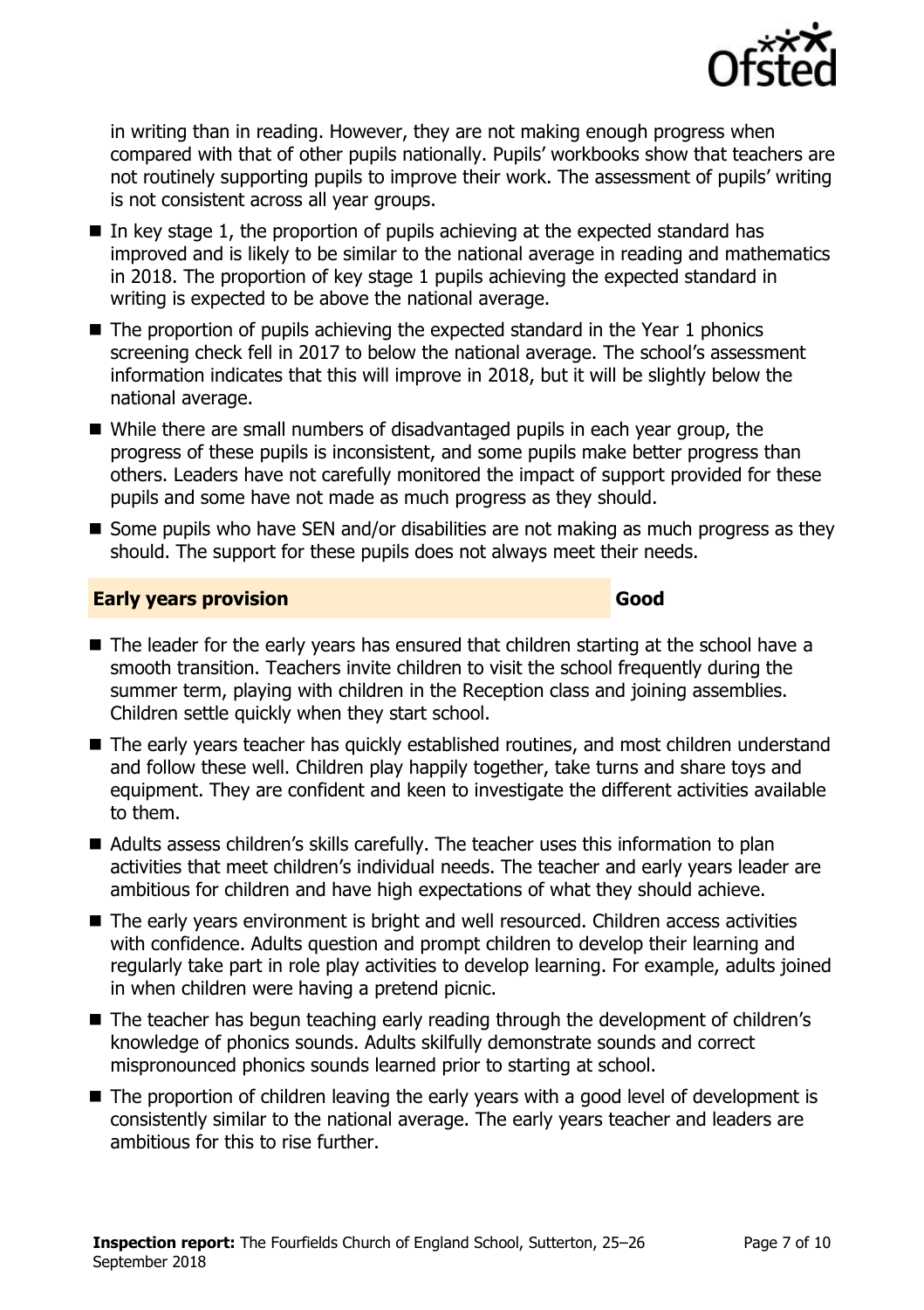in writing than in reading. However, they are not making enough progress when compared with that of other pupils nationally. Pupils' workbooks show that teachers are not routinely supporting pupils to improve their work. The assessment of pupils' writing is not consistent across all year groups.

- In key stage 1, the proportion of pupils achieving at the expected standard has improved and is likely to be similar to the national average in reading and mathematics in 2018. The proportion of key stage 1 pupils achieving the expected standard in writing is expected to be above the national average.
- The proportion of pupils achieving the expected standard in the Year 1 phonics screening check fell in 2017 to below the national average. The school's assessment information indicates that this will improve in 2018, but it will be slightly below the national average.
- While there are small numbers of disadvantaged pupils in each year group, the progress of these pupils is inconsistent, and some pupils make better progress than others. Leaders have not carefully monitored the impact of support provided for these pupils and some have not made as much progress as they should.
- Some pupils who have SEN and/or disabilities are not making as much progress as they should. The support for these pupils does not always meet their needs.

## Early years provision — Good

- The leader for the early years has ensured that children starting at the school have a smooth transition. Teachers invite children to visit the school frequently during the summer term, playing with children in the Reception class and joining assemblies. Children settle quickly when they start school.
- The early years teacher has quickly established routines, and most children understand and follow these well. Children play happily together, take turns and share toys and equipment. They are confident and keen to investigate the different activities available to them.
- Adults assess children's skills carefully. The teacher uses this information to plan activities that meet children's individual needs. The teacher and early years leader are ambitious for children and have high expectations of what they should achieve.
- The early years environment is bright and well resourced. Children access activities with confidence. Adults question and prompt children to develop their learning and regularly take part in role play activities to develop learning. For example, adults joined in when children were having a pretend picnic.
- The teacher has begun teaching early reading through the development of children's knowledge of phonics sounds. Adults skilfully demonstrate sounds and correct mispronounced phonics sounds learned prior to starting at school.
- The proportion of children leaving the early years with a good level of development is consistently similar to the national average. The early years teacher and leaders are ambitious for this to rise further.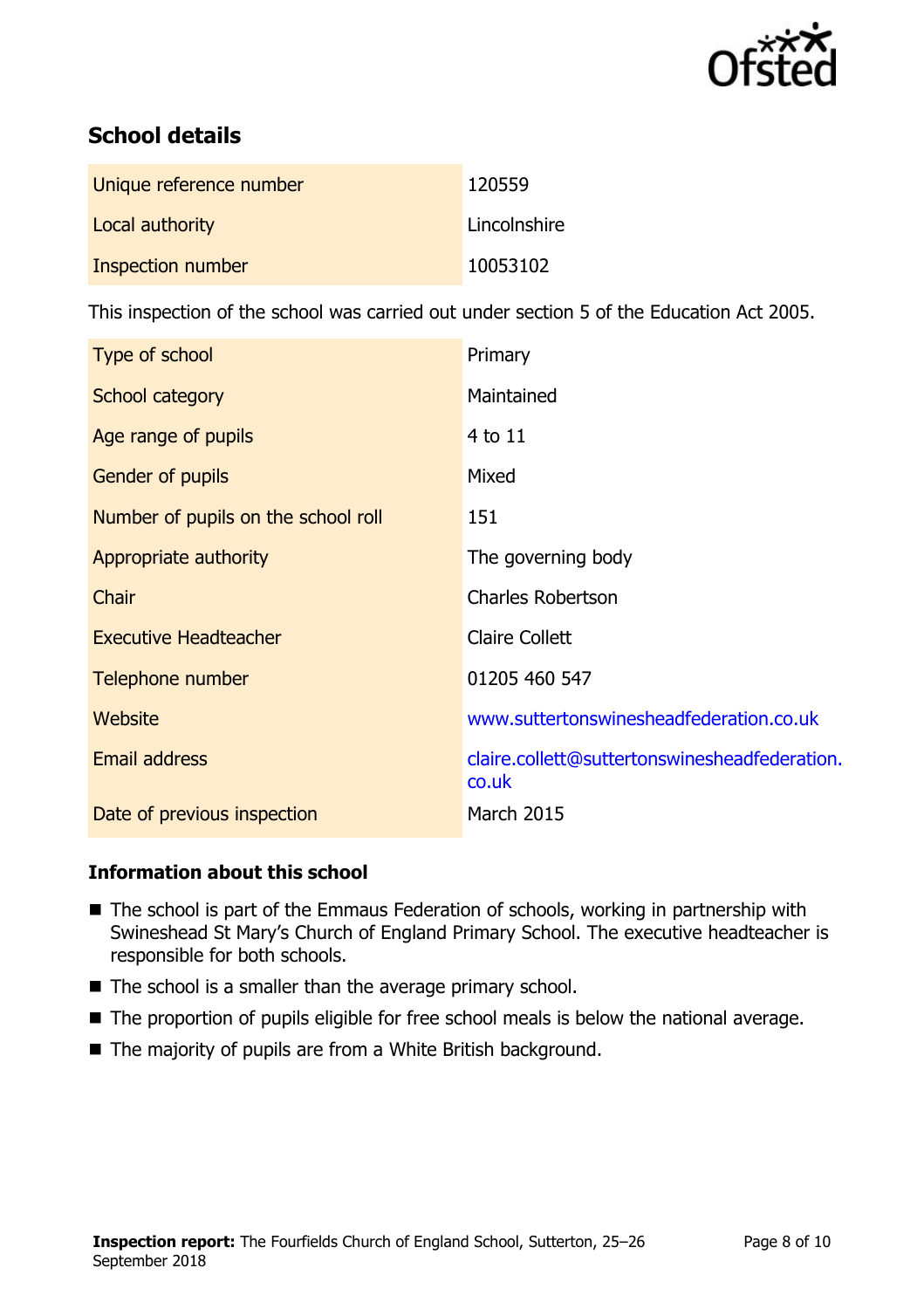## School details

| | |
|---|---|
| Unique reference number | 120559 |
| Local authority | Lincolnshire |
| Inspection number | 10053102 |

This inspection of the school was carried out under section 5 of the Education Act 2005.

| | |
|---|---|
| Type of school | Primary |
| School category | Maintained |
| Age range of pupils | 4 to 11 |
| Gender of pupils | Mixed |
| Number of pupils on the school roll | 151 |
| Appropriate authority | The governing body |
| Chair | Charles Robertson |
| Executive Headteacher | Claire Collett |
| Telephone number | 01205 460 547 |
| Website | www.suttertonswinesheadfederation.co.uk |
| Email address | claire.collett@suttertonswinesheadfederation.co.uk |
| Date of previous inspection | March 2015 |

### Information about this school

- The school is part of the Emmaus Federation of schools, working in partnership with Swineshead St Mary's Church of England Primary School. The executive headteacher is responsible for both schools.
- The school is a smaller than the average primary school.
- The proportion of pupils eligible for free school meals is below the national average.
- The majority of pupils are from a White British background.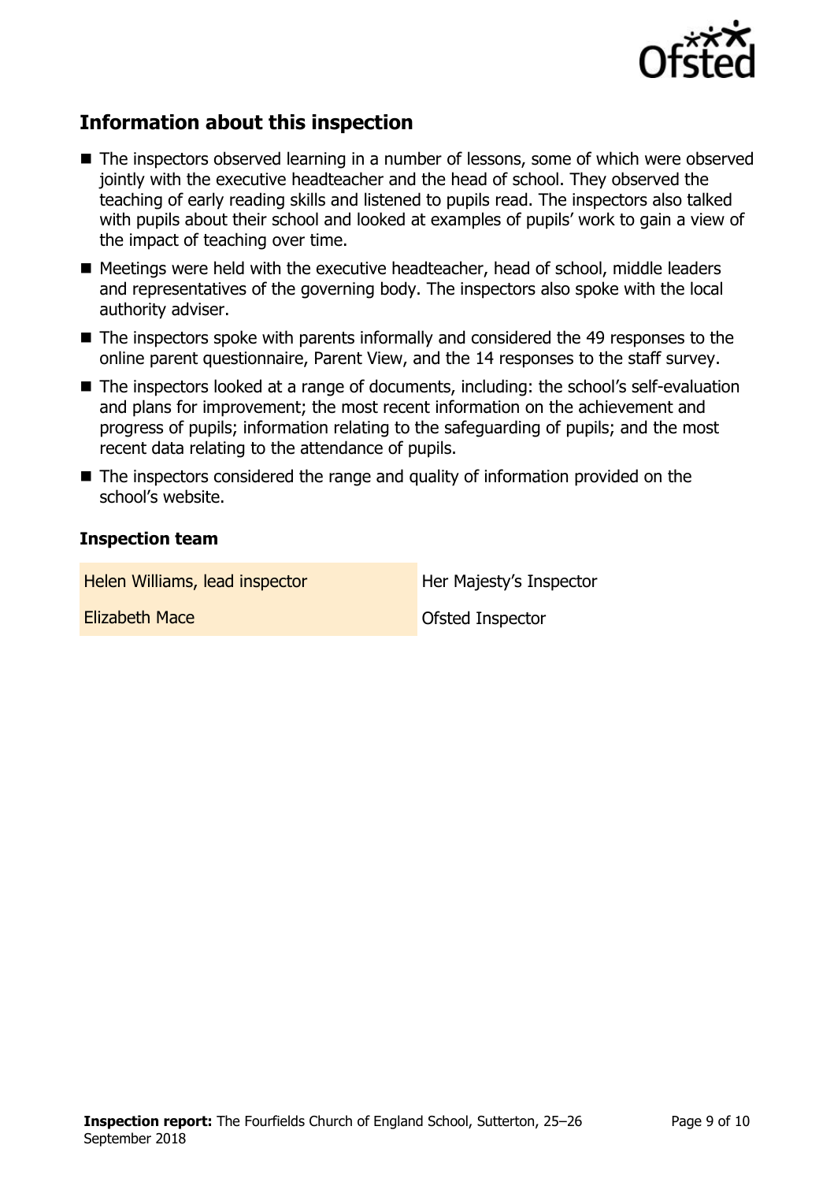## Information about this inspection

- The inspectors observed learning in a number of lessons, some of which were observed jointly with the executive headteacher and the head of school. They observed the teaching of early reading skills and listened to pupils read. The inspectors also talked with pupils about their school and looked at examples of pupils' work to gain a view of the impact of teaching over time.
- Meetings were held with the executive headteacher, head of school, middle leaders and representatives of the governing body. The inspectors also spoke with the local authority adviser.
- The inspectors spoke with parents informally and considered the 49 responses to the online parent questionnaire, Parent View, and the 14 responses to the staff survey.
- The inspectors looked at a range of documents, including: the school's self-evaluation and plans for improvement; the most recent information on the achievement and progress of pupils; information relating to the safeguarding of pupils; and the most recent data relating to the attendance of pupils.
- The inspectors considered the range and quality of information provided on the school's website.

### Inspection team

| | |
|---|---|
| Helen Williams, lead inspector | Her Majesty's Inspector |
| Elizabeth Mace | Ofsted Inspector |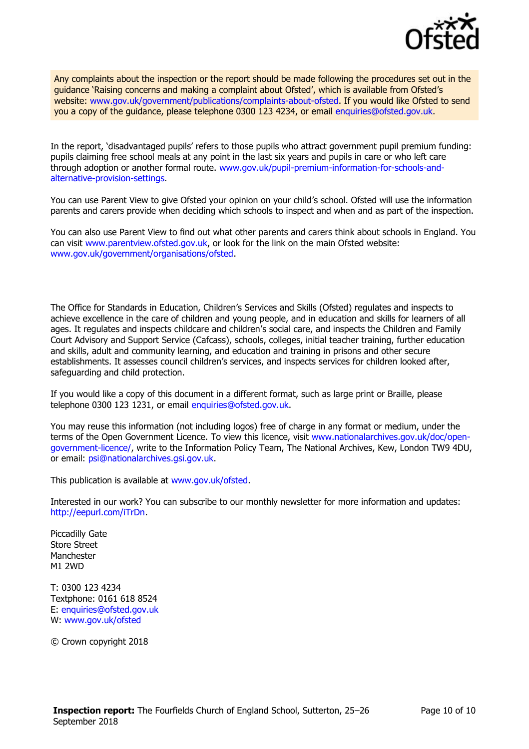Any complaints about the inspection or the report should be made following the procedures set out in the guidance 'Raising concerns and making a complaint about Ofsted', which is available from Ofsted's website: www.gov.uk/government/publications/complaints-about-ofsted. If you would like Ofsted to send you a copy of the guidance, please telephone 0300 123 4234, or email enquiries@ofsted.gov.uk.

In the report, 'disadvantaged pupils' refers to those pupils who attract government pupil premium funding: pupils claiming free school meals at any point in the last six years and pupils in care or who left care through adoption or another formal route. www.gov.uk/pupil-premium-information-for-schools-and-alternative-provision-settings.

You can use Parent View to give Ofsted your opinion on your child's school. Ofsted will use the information parents and carers provide when deciding which schools to inspect and when and as part of the inspection.

You can also use Parent View to find out what other parents and carers think about schools in England. You can visit www.parentview.ofsted.gov.uk, or look for the link on the main Ofsted website: www.gov.uk/government/organisations/ofsted.

The Office for Standards in Education, Children's Services and Skills (Ofsted) regulates and inspects to achieve excellence in the care of children and young people, and in education and skills for learners of all ages. It regulates and inspects childcare and children's social care, and inspects the Children and Family Court Advisory and Support Service (Cafcass), schools, colleges, initial teacher training, further education and skills, adult and community learning, and education and training in prisons and other secure establishments. It assesses council children's services, and inspects services for children looked after, safeguarding and child protection.

If you would like a copy of this document in a different format, such as large print or Braille, please telephone 0300 123 1231, or email enquiries@ofsted.gov.uk.

You may reuse this information (not including logos) free of charge in any format or medium, under the terms of the Open Government Licence. To view this licence, visit www.nationalarchives.gov.uk/doc/open-government-licence/, write to the Information Policy Team, The National Archives, Kew, London TW9 4DU, or email: psi@nationalarchives.gsi.gov.uk.

This publication is available at www.gov.uk/ofsted.

Interested in our work? You can subscribe to our monthly newsletter for more information and updates: http://eepurl.com/iTrDn.

Piccadilly Gate
Store Street
Manchester
M1 2WD

T: 0300 123 4234
Textphone: 0161 618 8524
E: enquiries@ofsted.gov.uk
W: www.gov.uk/ofsted

© Crown copyright 2018